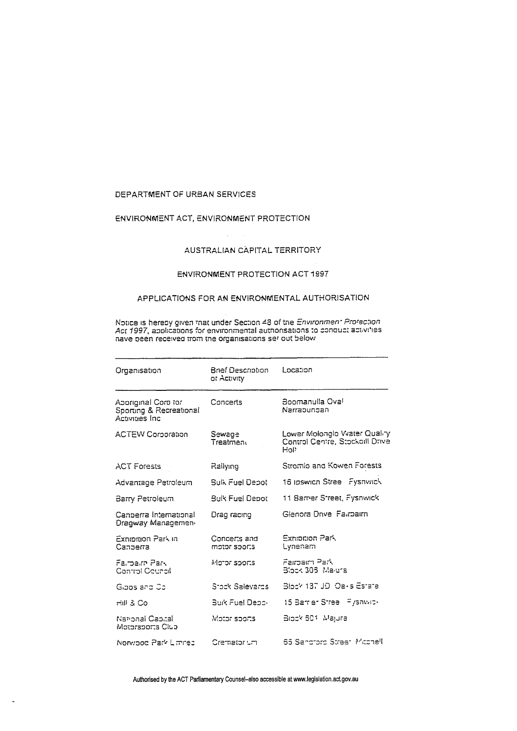DEPARTMENT OF URBAN SERVICES

ENVIRONMENT ACT, ENVIRONMENT PROTECTION

AUSTRALIAN CAPITAL TERRITORY

ENVIRONMENT PROTECTION ACT 1997

APPLICATIONS FOR AN ENVIRONMENTAL AUTHORISATION

Notice is hereby given that under Section 48 of the *Environment Protection Act 1997*, applications for environmental authorisations to conduct activities have been received from the organisations set out below

| Organisation | Brief Description of Activity | Location |
|---|---|---|
| Aboriginal Corp for Sporting & Recreational Activities Inc | Concerts | Boomanulla Oval Narrabundah |
| ACTEW Corporation | Sewage Treatment | Lower Molonglo Water Quality Control Centre, Stockdill Drive Holt |
| ACT Forests | Rallying | Stromlo and Kowen Forests |
| Advantage Petroleum | Bulk Fuel Depot | 16 Ipswich Street Fyshwick |
| Barry Petroleum | Bulk Fuel Depot | 11 Barrier Street, Fyshwick |
| Canberra International Dragway Management | Drag racing | Glenora Drive Fairbairn |
| Exhibition Park in Canberra | Concerts and motor sports | Exhibition Park Lyneham |
| Fairbairn Park Control Council | Motor sports | Fairbairn Park Block 306 Majura |
| Gibbs and Co | Stock Saleyards | Block 137 JD Oaks Estate |
| Hill & Co | Bulk Fuel Depot | 15 Barrier Street Fyshwick |
| National Capital Motorsports Club | Motor sports | Block 601 Majura |
| Norwood Park Limited | Crematorium | 65 Sandford Street Mitchell |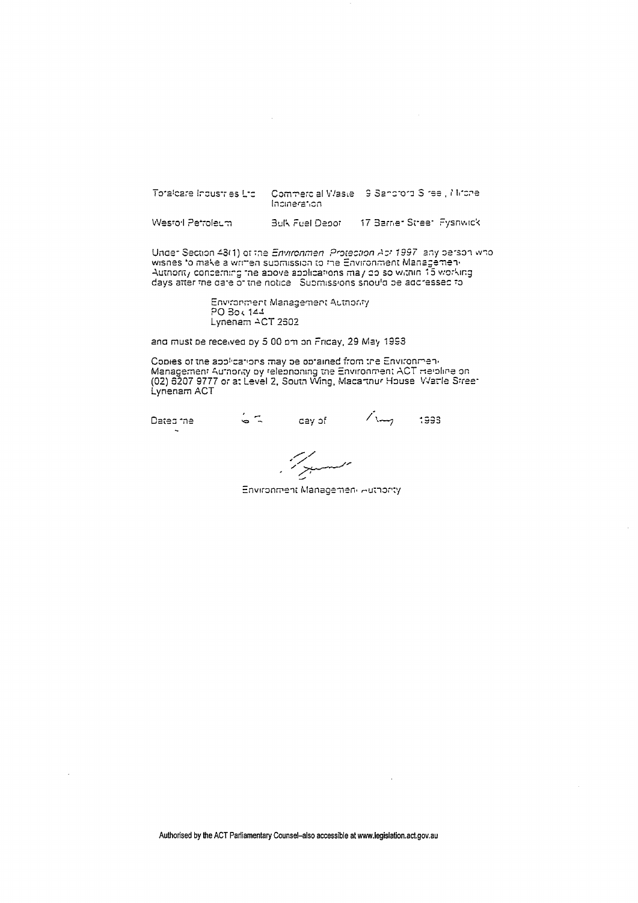| | | |
|---|---|---|
| Totalcare Industries Ltd | Commercial Waste Incineration | 9 Sandford Street, Mitchell |
| Wesfoil Petroleum | Bulk Fuel Depot | 17 Barrier Street Fyshwick |

Under Section 48(1) of the *Environment Protection Act 1997* any person who wishes to make a written submission to the Environment Management Authority concerning the above applications may do so within 15 working days after the date of the notice. Submissions should be addressed to

Environment Management Authority
PO Box 144
Lyneham ACT 2602

and must be received by 5 00 pm on Friday, 29 May 1998

Copies of the applications may be obtained from the Environment Management Authority by telephoning the Environment ACT Helpline on (02) 6207 9777 or at Level 2, South Wing, Macarthur House Wattle Street Lyneham ACT

Dated the 6 ~ day of May 1998

Environment Management Authority